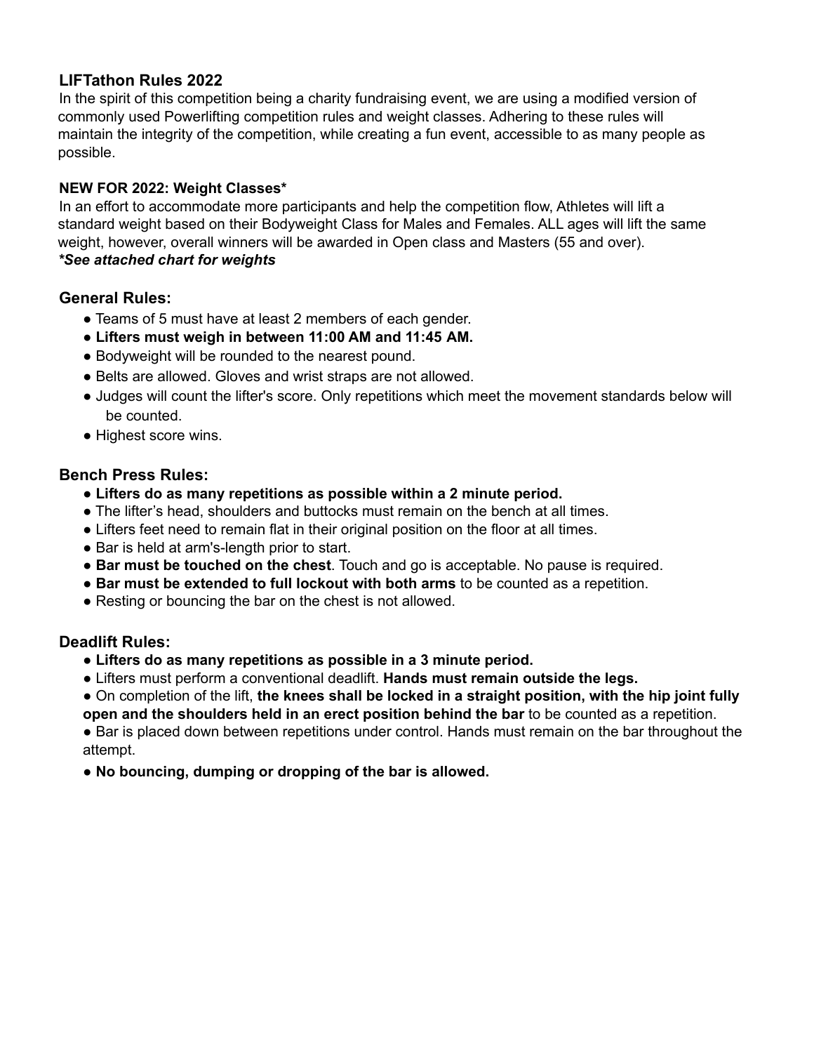## LIFTathon Rules 2022

In the spirit of this competition being a charity fundraising event, we are using a modified version of commonly used Powerlifting competition rules and weight classes. Adhering to these rules will maintain the integrity of the competition, while creating a fun event, accessible to as many people as possible.

**NEW FOR 2022: Weight Classes***

In an effort to accommodate more participants and help the competition flow, Athletes will lift a standard weight based on their Bodyweight Class for Males and Females. ALL ages will lift the same weight, however, overall winners will be awarded in Open class and Masters (55 and over).

***See attached chart for weights***

### General Rules:

- Teams of 5 must have at least 2 members of each gender.
- **Lifters must weigh in between 11:00 AM and 11:45 AM.**
- Bodyweight will be rounded to the nearest pound.
- Belts are allowed. Gloves and wrist straps are not allowed.
- Judges will count the lifter's score. Only repetitions which meet the movement standards below will be counted.
- Highest score wins.

### Bench Press Rules:

- **Lifters do as many repetitions as possible within a 2 minute period.**
- The lifter's head, shoulders and buttocks must remain on the bench at all times.
- Lifters feet need to remain flat in their original position on the floor at all times.
- Bar is held at arm's-length prior to start.
- **Bar must be touched on the chest**. Touch and go is acceptable. No pause is required.
- **Bar must be extended to full lockout with both arms** to be counted as a repetition.
- Resting or bouncing the bar on the chest is not allowed.

### Deadlift Rules:

- **Lifters do as many repetitions as possible in a 3 minute period.**
- Lifters must perform a conventional deadlift. **Hands must remain outside the legs.**
- On completion of the lift, **the knees shall be locked in a straight position, with the hip joint fully open and the shoulders held in an erect position behind the bar** to be counted as a repetition.
- Bar is placed down between repetitions under control. Hands must remain on the bar throughout the attempt.
- **No bouncing, dumping or dropping of the bar is allowed.**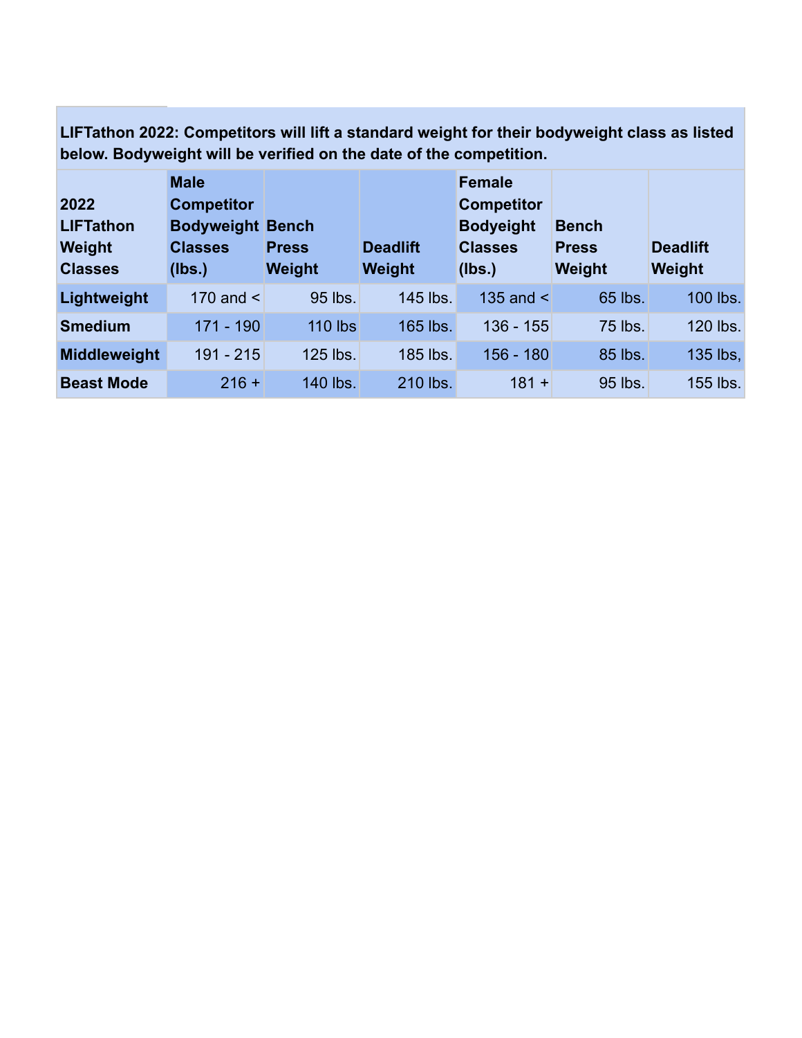| LIFTathon 2022: Competitors will lift a standard weight for their bodyweight class as listed below. Bodyweight will be verified on the date of the competition. | | | | | | |
|---|---|---|---|---|---|---|
| **2022 LIFTathon Weight Classes** | **Male Competitor Bodyweight Classes (lbs.)** | **Bench Press Weight** | **Deadlift Weight** | **Female Competitor Bodyeight Classes (lbs.)** | **Bench Press Weight** | **Deadlift Weight** |
| **Lightweight** | 170 and < | 95 lbs. | 145 lbs. | 135 and < | 65 lbs. | 100 lbs. |
| **Smedium** | 171 - 190 | 110 lbs | 165 lbs. | 136 - 155 | 75 lbs. | 120 lbs. |
| **Middleweight** | 191 - 215 | 125 lbs. | 185 lbs. | 156 - 180 | 85 lbs. | 135 lbs, |
| **Beast Mode** | 216 + | 140 lbs. | 210 lbs. | 181 + | 95 lbs. | 155 lbs. |